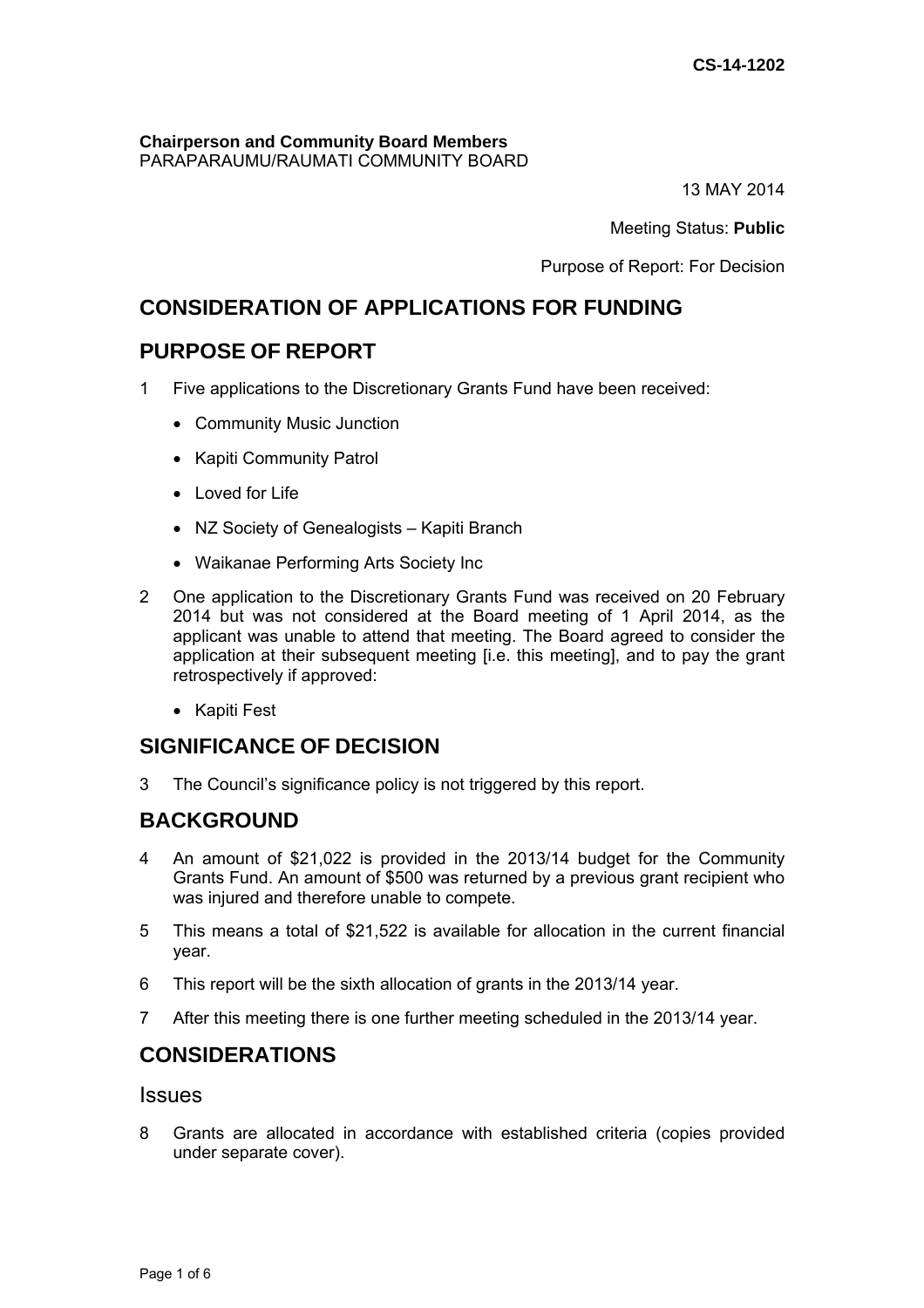CS-14-1202

**Chairperson and Community Board Members**
PARAPARAUMU/RAUMATI COMMUNITY BOARD

13 MAY 2014

Meeting Status: **Public**

Purpose of Report: For Decision

## CONSIDERATION OF APPLICATIONS FOR FUNDING

## PURPOSE OF REPORT

1 Five applications to the Discretionary Grants Fund have been received:

- Community Music Junction
- Kapiti Community Patrol
- Loved for Life
- NZ Society of Genealogists – Kapiti Branch
- Waikanae Performing Arts Society Inc

2 One application to the Discretionary Grants Fund was received on 20 February 2014 but was not considered at the Board meeting of 1 April 2014, as the applicant was unable to attend that meeting. The Board agreed to consider the application at their subsequent meeting [i.e. this meeting], and to pay the grant retrospectively if approved:

- Kapiti Fest

## SIGNIFICANCE OF DECISION

3 The Council's significance policy is not triggered by this report.

## BACKGROUND

4 An amount of $21,022 is provided in the 2013/14 budget for the Community Grants Fund. An amount of $500 was returned by a previous grant recipient who was injured and therefore unable to compete.

5 This means a total of $21,522 is available for allocation in the current financial year.

6 This report will be the sixth allocation of grants in the 2013/14 year.

7 After this meeting there is one further meeting scheduled in the 2013/14 year.

## CONSIDERATIONS

### Issues

8 Grants are allocated in accordance with established criteria (copies provided under separate cover).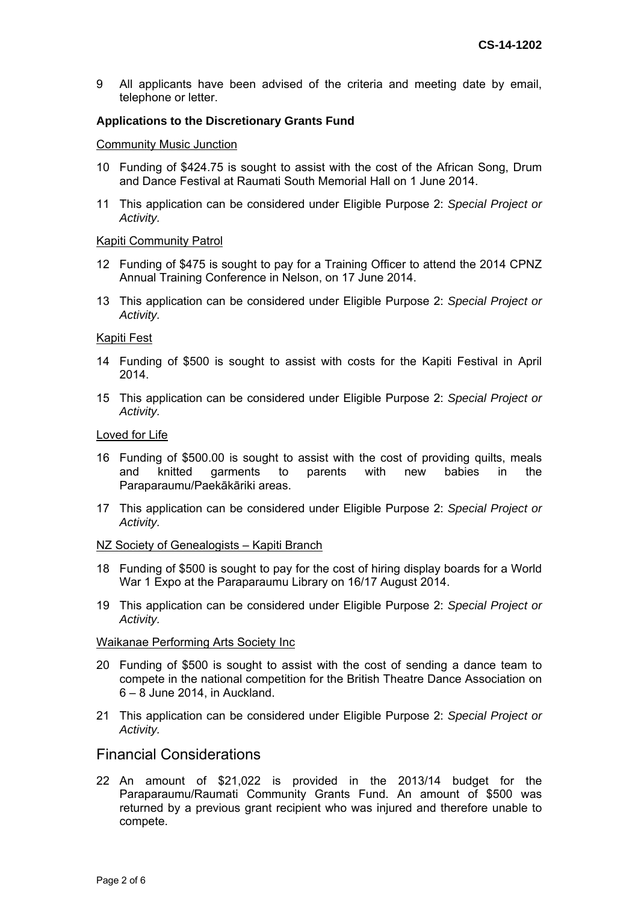9 All applicants have been advised of the criteria and meeting date by email, telephone or letter.

**Applications to the Discretionary Grants Fund**

Community Music Junction

10 Funding of $424.75 is sought to assist with the cost of the African Song, Drum and Dance Festival at Raumati South Memorial Hall on 1 June 2014.

11 This application can be considered under Eligible Purpose 2: *Special Project or Activity.*

Kapiti Community Patrol

12 Funding of $475 is sought to pay for a Training Officer to attend the 2014 CPNZ Annual Training Conference in Nelson, on 17 June 2014.

13 This application can be considered under Eligible Purpose 2: *Special Project or Activity.*

Kapiti Fest

14 Funding of $500 is sought to assist with costs for the Kapiti Festival in April 2014.

15 This application can be considered under Eligible Purpose 2: *Special Project or Activity.*

Loved for Life

16 Funding of $500.00 is sought to assist with the cost of providing quilts, meals and knitted garments to parents with new babies in the Paraparaumu/Paekākāriki areas.

17 This application can be considered under Eligible Purpose 2: *Special Project or Activity.*

NZ Society of Genealogists – Kapiti Branch

18 Funding of $500 is sought to pay for the cost of hiring display boards for a World War 1 Expo at the Paraparaumu Library on 16/17 August 2014.

19 This application can be considered under Eligible Purpose 2: *Special Project or Activity.*

Waikanae Performing Arts Society Inc

20 Funding of $500 is sought to assist with the cost of sending a dance team to compete in the national competition for the British Theatre Dance Association on 6 – 8 June 2014, in Auckland.

21 This application can be considered under Eligible Purpose 2: *Special Project or Activity.*

## Financial Considerations

22 An amount of $21,022 is provided in the 2013/14 budget for the Paraparaumu/Raumati Community Grants Fund. An amount of $500 was returned by a previous grant recipient who was injured and therefore unable to compete.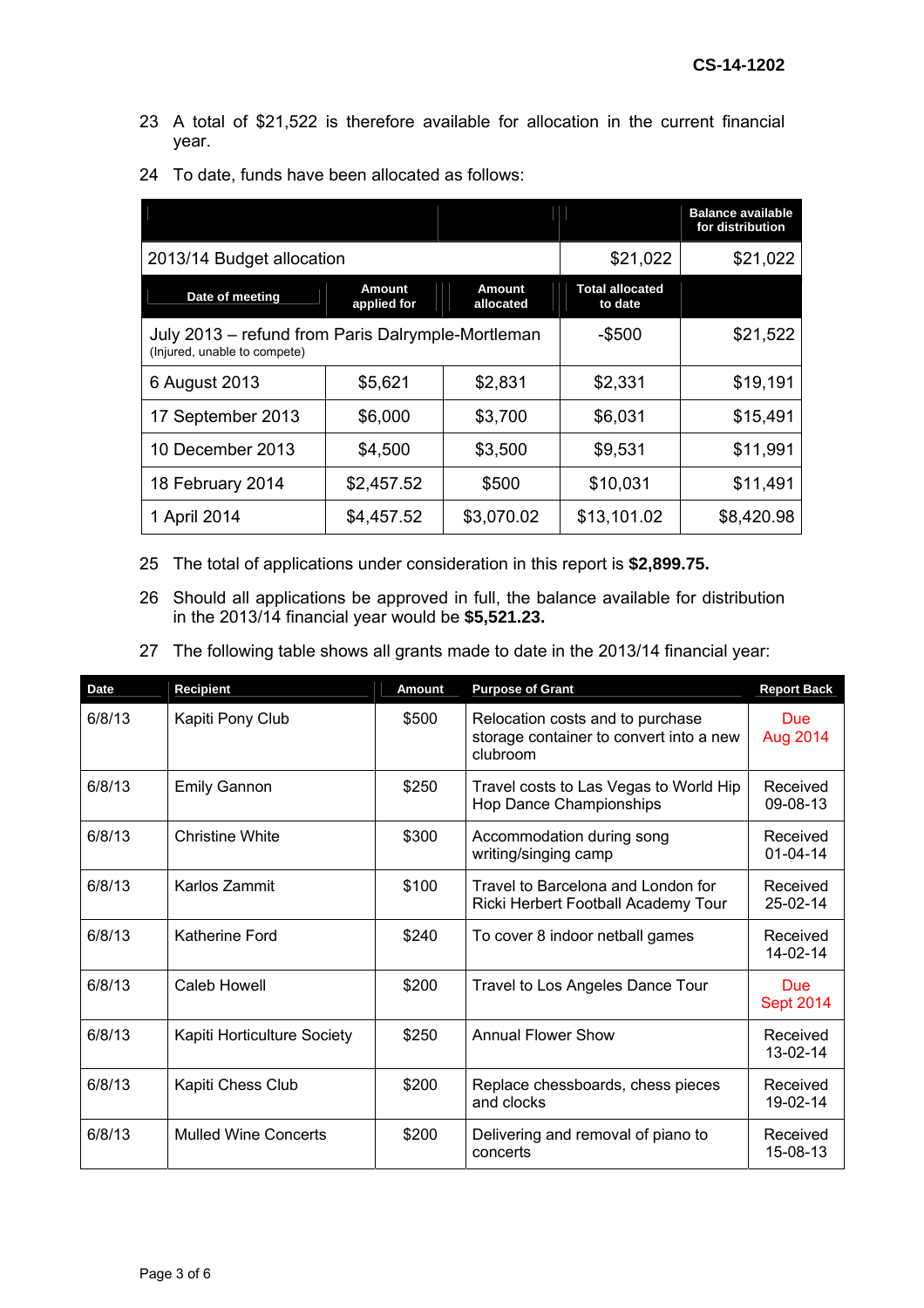23 A total of $21,522 is therefore available for allocation in the current financial year.

24 To date, funds have been allocated as follows:

| | | | | Balance available for distribution |
|---|---|---|---|---|
| 2013/14 Budget allocation | | | $21,022 | $21,022 |
| **Date of meeting** | **Amount applied for** | **Amount allocated** | **Total allocated to date** | |
| July 2013 – refund from Paris Dalrymple-Mortleman (Injured, unable to compete) | | | -$500 | $21,522 |
| 6 August 2013 | $5,621 | $2,831 | $2,331 | $19,191 |
| 17 September 2013 | $6,000 | $3,700 | $6,031 | $15,491 |
| 10 December 2013 | $4,500 | $3,500 | $9,531 | $11,991 |
| 18 February 2014 | $2,457.52 | $500 | $10,031 | $11,491 |
| 1 April 2014 | $4,457.52 | $3,070.02 | $13,101.02 | $8,420.98 |

25 The total of applications under consideration in this report is **$2,899.75.**

26 Should all applications be approved in full, the balance available for distribution in the 2013/14 financial year would be **$5,521.23.**

27 The following table shows all grants made to date in the 2013/14 financial year:

| Date | Recipient | Amount | Purpose of Grant | Report Back |
|---|---|---|---|---|
| 6/8/13 | Kapiti Pony Club | $500 | Relocation costs and to purchase storage container to convert into a new clubroom | Due Aug 2014 |
| 6/8/13 | Emily Gannon | $250 | Travel costs to Las Vegas to World Hip Hop Dance Championships | Received 09-08-13 |
| 6/8/13 | Christine White | $300 | Accommodation during song writing/singing camp | Received 01-04-14 |
| 6/8/13 | Karlos Zammit | $100 | Travel to Barcelona and London for Ricki Herbert Football Academy Tour | Received 25-02-14 |
| 6/8/13 | Katherine Ford | $240 | To cover 8 indoor netball games | Received 14-02-14 |
| 6/8/13 | Caleb Howell | $200 | Travel to Los Angeles Dance Tour | Due Sept 2014 |
| 6/8/13 | Kapiti Horticulture Society | $250 | Annual Flower Show | Received 13-02-14 |
| 6/8/13 | Kapiti Chess Club | $200 | Replace chessboards, chess pieces and clocks | Received 19-02-14 |
| 6/8/13 | Mulled Wine Concerts | $200 | Delivering and removal of piano to concerts | Received 15-08-13 |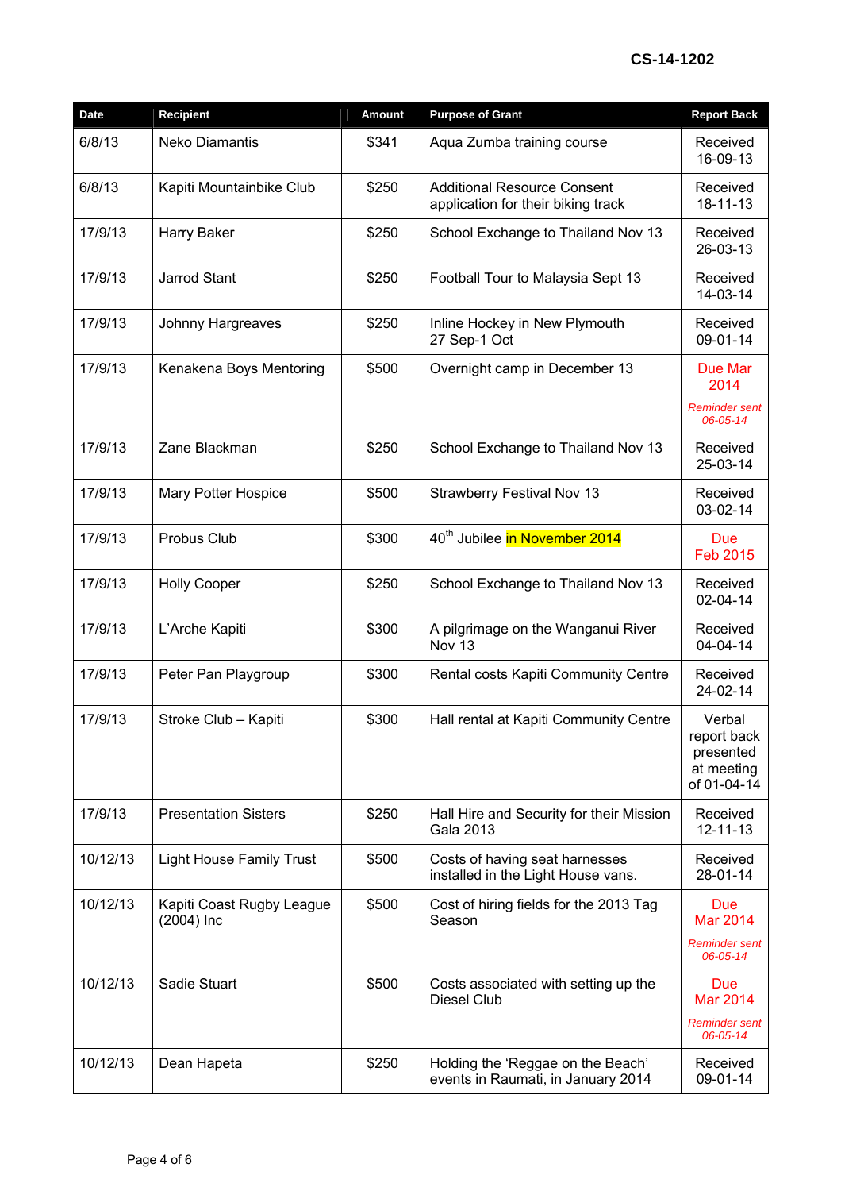CS-14-1202

| Date | Recipient | Amount | Purpose of Grant | Report Back |
|---|---|---|---|---|
| 6/8/13 | Neko Diamantis | $341 | Aqua Zumba training course | Received 16-09-13 |
| 6/8/13 | Kapiti Mountainbike Club | $250 | Additional Resource Consent application for their biking track | Received 18-11-13 |
| 17/9/13 | Harry Baker | $250 | School Exchange to Thailand Nov 13 | Received 26-03-13 |
| 17/9/13 | Jarrod Stant | $250 | Football Tour to Malaysia Sept 13 | Received 14-03-14 |
| 17/9/13 | Johnny Hargreaves | $250 | Inline Hockey in New Plymouth 27 Sep-1 Oct | Received 09-01-14 |
| 17/9/13 | Kenakena Boys Mentoring | $500 | Overnight camp in December 13 | Due Mar 2014 *Reminder sent 06-05-14* |
| 17/9/13 | Zane Blackman | $250 | School Exchange to Thailand Nov 13 | Received 25-03-14 |
| 17/9/13 | Mary Potter Hospice | $500 | Strawberry Festival Nov 13 | Received 03-02-14 |
| 17/9/13 | Probus Club | $300 | 40th Jubilee in November 2014 | Due Feb 2015 |
| 17/9/13 | Holly Cooper | $250 | School Exchange to Thailand Nov 13 | Received 02-04-14 |
| 17/9/13 | L'Arche Kapiti | $300 | A pilgrimage on the Wanganui River Nov 13 | Received 04-04-14 |
| 17/9/13 | Peter Pan Playgroup | $300 | Rental costs Kapiti Community Centre | Received 24-02-14 |
| 17/9/13 | Stroke Club – Kapiti | $300 | Hall rental at Kapiti Community Centre | Verbal report back presented at meeting of 01-04-14 |
| 17/9/13 | Presentation Sisters | $250 | Hall Hire and Security for their Mission Gala 2013 | Received 12-11-13 |
| 10/12/13 | Light House Family Trust | $500 | Costs of having seat harnesses installed in the Light House vans. | Received 28-01-14 |
| 10/12/13 | Kapiti Coast Rugby League (2004) Inc | $500 | Cost of hiring fields for the 2013 Tag Season | Due Mar 2014 *Reminder sent 06-05-14* |
| 10/12/13 | Sadie Stuart | $500 | Costs associated with setting up the Diesel Club | Due Mar 2014 *Reminder sent 06-05-14* |
| 10/12/13 | Dean Hapeta | $250 | Holding the 'Reggae on the Beach' events in Raumati, in January 2014 | Received 09-01-14 |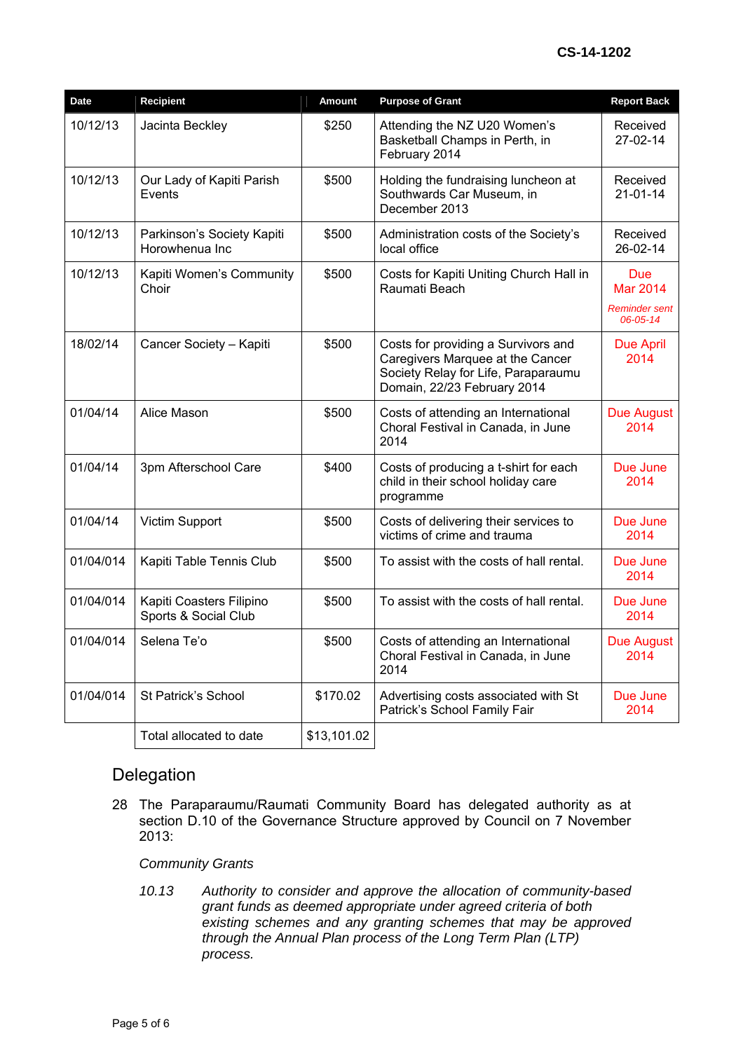CS-14-1202

| Date | Recipient | Amount | Purpose of Grant | Report Back |
|---|---|---|---|---|
| 10/12/13 | Jacinta Beckley | $250 | Attending the NZ U20 Women's Basketball Champs in Perth, in February 2014 | Received 27-02-14 |
| 10/12/13 | Our Lady of Kapiti Parish Events | $500 | Holding the fundraising luncheon at Southwards Car Museum, in December 2013 | Received 21-01-14 |
| 10/12/13 | Parkinson's Society Kapiti Horowhenua Inc | $500 | Administration costs of the Society's local office | Received 26-02-14 |
| 10/12/13 | Kapiti Women's Community Choir | $500 | Costs for Kapiti Uniting Church Hall in Raumati Beach | Due Mar 2014 *Reminder sent 06-05-14* |
| 18/02/14 | Cancer Society – Kapiti | $500 | Costs for providing a Survivors and Caregivers Marquee at the Cancer Society Relay for Life, Paraparaumu Domain, 22/23 February 2014 | Due April 2014 |
| 01/04/14 | Alice Mason | $500 | Costs of attending an International Choral Festival in Canada, in June 2014 | Due August 2014 |
| 01/04/14 | 3pm Afterschool Care | $400 | Costs of producing a t-shirt for each child in their school holiday care programme | Due June 2014 |
| 01/04/14 | Victim Support | $500 | Costs of delivering their services to victims of crime and trauma | Due June 2014 |
| 01/04/014 | Kapiti Table Tennis Club | $500 | To assist with the costs of hall rental. | Due June 2014 |
| 01/04/014 | Kapiti Coasters Filipino Sports & Social Club | $500 | To assist with the costs of hall rental. | Due June 2014 |
| 01/04/014 | Selena Te'o | $500 | Costs of attending an International Choral Festival in Canada, in June 2014 | Due August 2014 |
| 01/04/014 | St Patrick's School | $170.02 | Advertising costs associated with St Patrick's School Family Fair | Due June 2014 |
| | Total allocated to date | $13,101.02 | | |

## Delegation

28 The Paraparaumu/Raumati Community Board has delegated authority as at section D.10 of the Governance Structure approved by Council on 7 November 2013:

*Community Grants*

*10.13 Authority to consider and approve the allocation of community-based grant funds as deemed appropriate under agreed criteria of both existing schemes and any granting schemes that may be approved through the Annual Plan process of the Long Term Plan (LTP) process.*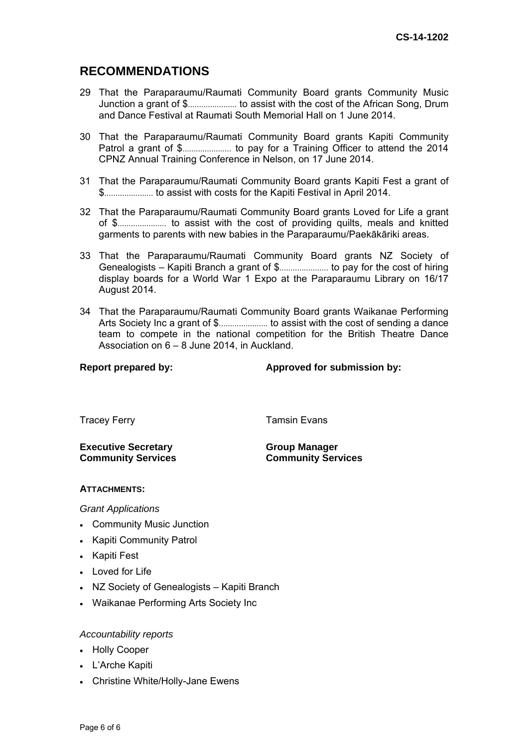## RECOMMENDATIONS

29 That the Paraparaumu/Raumati Community Board grants Community Music Junction a grant of $..................... to assist with the cost of the African Song, Drum and Dance Festival at Raumati South Memorial Hall on 1 June 2014.

30 That the Paraparaumu/Raumati Community Board grants Kapiti Community Patrol a grant of $..................... to pay for a Training Officer to attend the 2014 CPNZ Annual Training Conference in Nelson, on 17 June 2014.

31 That the Paraparaumu/Raumati Community Board grants Kapiti Fest a grant of $..................... to assist with costs for the Kapiti Festival in April 2014.

32 That the Paraparaumu/Raumati Community Board grants Loved for Life a grant of $..................... to assist with the cost of providing quilts, meals and knitted garments to parents with new babies in the Paraparaumu/Paekākāriki areas.

33 That the Paraparaumu/Raumati Community Board grants NZ Society of Genealogists – Kapiti Branch a grant of $..................... to pay for the cost of hiring display boards for a World War 1 Expo at the Paraparaumu Library on 16/17 August 2014.

34 That the Paraparaumu/Raumati Community Board grants Waikanae Performing Arts Society Inc a grant of $..................... to assist with the cost of sending a dance team to compete in the national competition for the British Theatre Dance Association on 6 – 8 June 2014, in Auckland.

| **Report prepared by:** | **Approved for submission by:** |
|---|---|
| Tracey Ferry | Tamsin Evans |
| **Executive Secretary Community Services** | **Group Manager Community Services** |

**ATTACHMENTS:**

*Grant Applications*

- Community Music Junction
- Kapiti Community Patrol
- Kapiti Fest
- Loved for Life
- NZ Society of Genealogists – Kapiti Branch
- Waikanae Performing Arts Society Inc

*Accountability reports*

- Holly Cooper
- L'Arche Kapiti
- Christine White/Holly-Jane Ewens